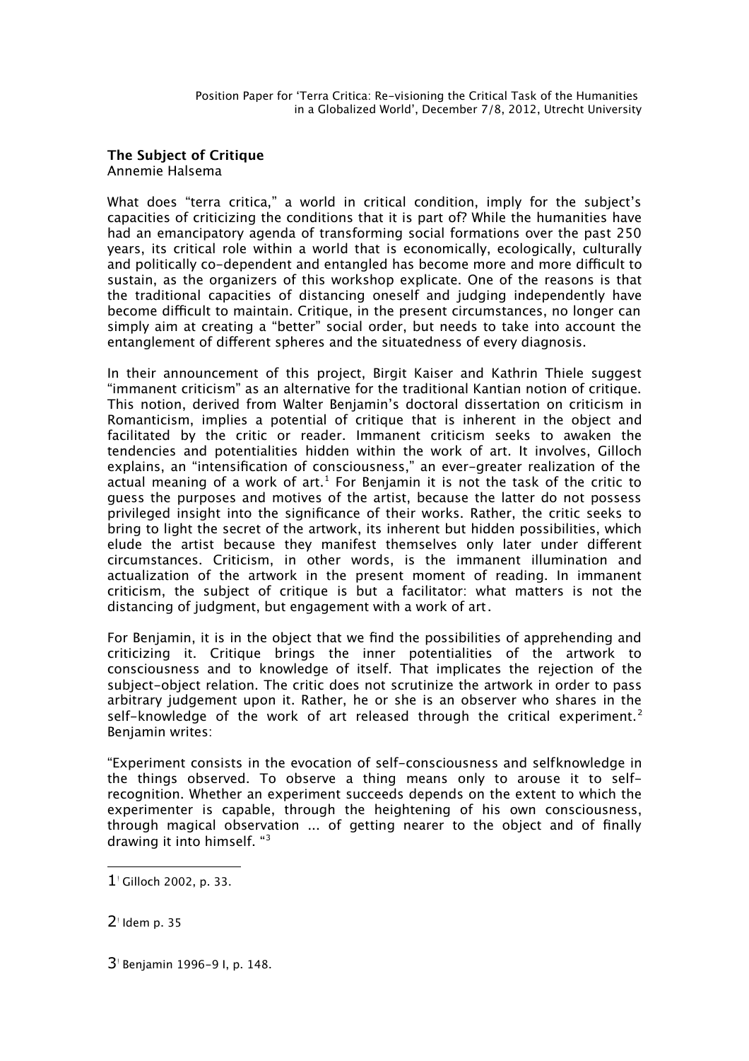Position Paper for 'Terra Critica: Re-visioning the Critical Task of the Humanities in a Globalized World', December 7/8, 2012, Utrecht University

## The Subject of Critique

Annemie Halsema

What does "terra critica," a world in critical condition, imply for the subject's capacities of criticizing the conditions that it is part of? While the humanities have had an emancipatory agenda of transforming social formations over the past 250 years, its critical role within a world that is economically, ecologically, culturally and politically co-dependent and entangled has become more and more difficult to sustain, as the organizers of this workshop explicate. One of the reasons is that the traditional capacities of distancing oneself and judging independently have become difficult to maintain. Critique, in the present circumstances, no longer can simply aim at creating a "better" social order, but needs to take into account the entanglement of different spheres and the situatedness of every diagnosis.

In their announcement of this project, Birgit Kaiser and Kathrin Thiele suggest "immanent criticism" as an alternative for the traditional Kantian notion of critique. This notion, derived from Walter Benjamin's doctoral dissertation on criticism in Romanticism, implies a potential of critique that is inherent in the object and facilitated by the critic or reader. Immanent criticism seeks to awaken the tendencies and potentialities hidden within the work of art. It involves, Gilloch explains, an "intensification of consciousness," an ever-greater realization of the actual meaning of a work of art.[1] For Benjamin it is not the task of the critic to guess the purposes and motives of the artist, because the latter do not possess privileged insight into the significance of their works. Rather, the critic seeks to bring to light the secret of the artwork, its inherent but hidden possibilities, which elude the artist because they manifest themselves only later under different circumstances. Criticism, in other words, is the immanent illumination and actualization of the artwork in the present moment of reading. In immanent criticism, the subject of critique is but a facilitator: what matters is not the distancing of judgment, but engagement with a work of art.

For Benjamin, it is in the object that we find the possibilities of apprehending and criticizing it. Critique brings the inner potentialities of the artwork to consciousness and to knowledge of itself. That implicates the rejection of the subject-object relation. The critic does not scrutinize the artwork in order to pass arbitrary judgement upon it. Rather, he or she is an observer who shares in the self-knowledge of the work of art released through the critical experiment.[2] Benjamin writes:

"Experiment consists in the evocation of self-consciousness and selfknowledge in the things observed. To observe a thing means only to arouse it to self-recognition. Whether an experiment succeeds depends on the extent to which the experimenter is capable, through the heightening of his own consciousness, through magical observation ... of getting nearer to the object and of finally drawing it into himself. "[3]

---

1 Gilloch 2002, p. 33.

2 Idem p. 35

3 Benjamin 1996-9 I, p. 148.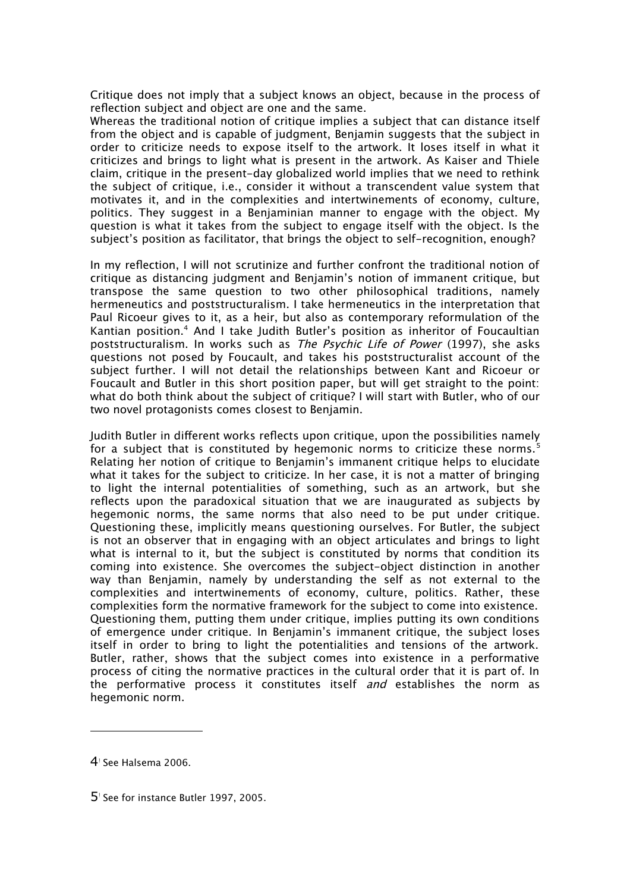Critique does not imply that a subject knows an object, because in the process of reflection subject and object are one and the same.
Whereas the traditional notion of critique implies a subject that can distance itself from the object and is capable of judgment, Benjamin suggests that the subject in order to criticize needs to expose itself to the artwork. It loses itself in what it criticizes and brings to light what is present in the artwork. As Kaiser and Thiele claim, critique in the present-day globalized world implies that we need to rethink the subject of critique, i.e., consider it without a transcendent value system that motivates it, and in the complexities and intertwinements of economy, culture, politics. They suggest in a Benjaminian manner to engage with the object. My question is what it takes from the subject to engage itself with the object. Is the subject's position as facilitator, that brings the object to self-recognition, enough?

In my reflection, I will not scrutinize and further confront the traditional notion of critique as distancing judgment and Benjamin's notion of immanent critique, but transpose the same question to two other philosophical traditions, namely hermeneutics and poststructuralism. I take hermeneutics in the interpretation that Paul Ricoeur gives to it, as a heir, but also as contemporary reformulation of the Kantian position.[4] And I take Judith Butler's position as inheritor of Foucaultian poststructuralism. In works such as *The Psychic Life of Power* (1997), she asks questions not posed by Foucault, and takes his poststructuralist account of the subject further. I will not detail the relationships between Kant and Ricoeur or Foucault and Butler in this short position paper, but will get straight to the point: what do both think about the subject of critique? I will start with Butler, who of our two novel protagonists comes closest to Benjamin.

Judith Butler in different works reflects upon critique, upon the possibilities namely for a subject that is constituted by hegemonic norms to criticize these norms.[5] Relating her notion of critique to Benjamin's immanent critique helps to elucidate what it takes for the subject to criticize. In her case, it is not a matter of bringing to light the internal potentialities of something, such as an artwork, but she reflects upon the paradoxical situation that we are inaugurated as subjects by hegemonic norms, the same norms that also need to be put under critique. Questioning these, implicitly means questioning ourselves. For Butler, the subject is not an observer that in engaging with an object articulates and brings to light what is internal to it, but the subject is constituted by norms that condition its coming into existence. She overcomes the subject-object distinction in another way than Benjamin, namely by understanding the self as not external to the complexities and intertwinements of economy, culture, politics. Rather, these complexities form the normative framework for the subject to come into existence. Questioning them, putting them under critique, implies putting its own conditions of emergence under critique. In Benjamin's immanent critique, the subject loses itself in order to bring to light the potentialities and tensions of the artwork. Butler, rather, shows that the subject comes into existence in a performative process of citing the normative practices in the cultural order that it is part of. In the performative process it constitutes itself *and* establishes the norm as hegemonic norm.

---

4 See Halsema 2006.

5 See for instance Butler 1997, 2005.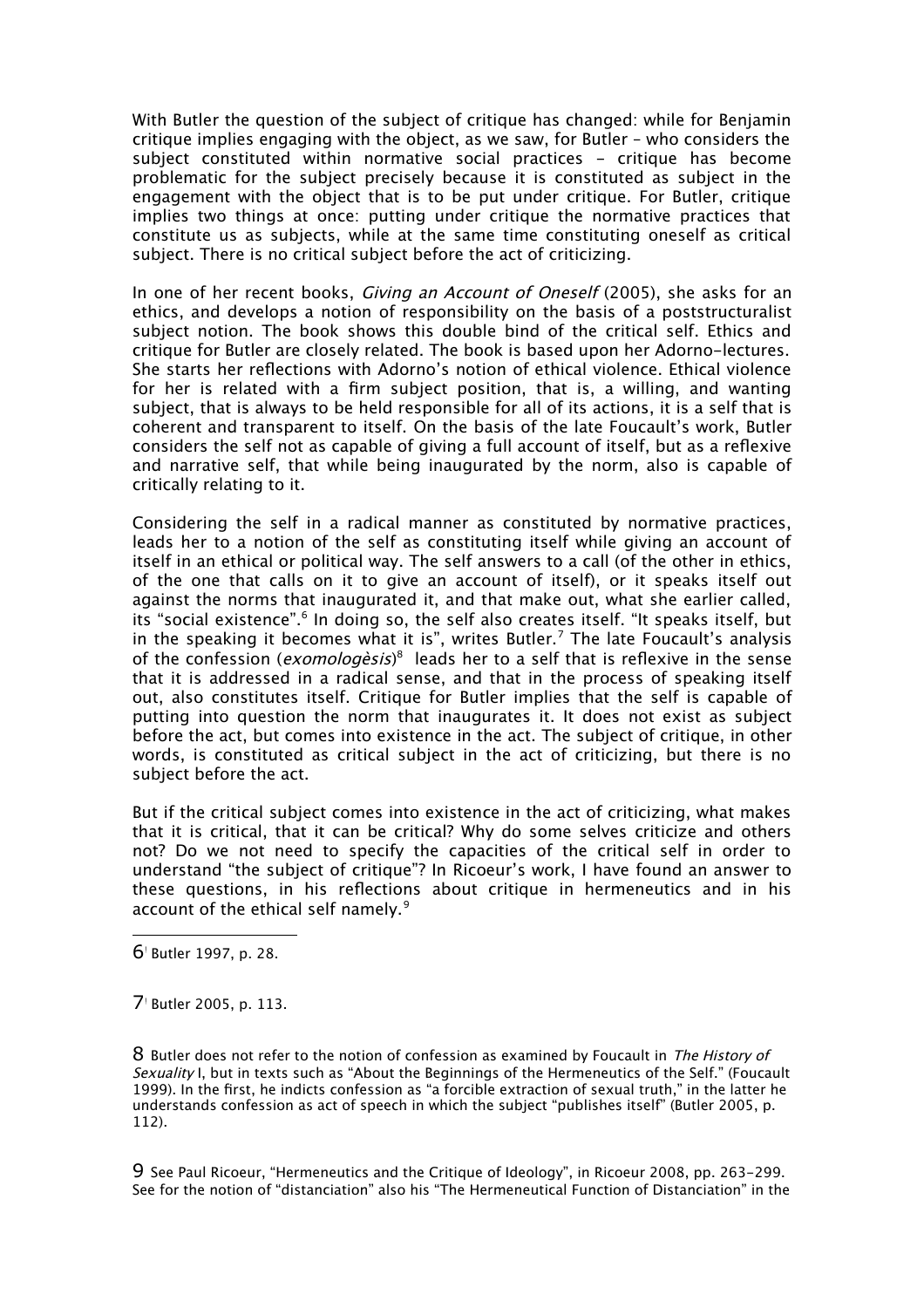With Butler the question of the subject of critique has changed: while for Benjamin critique implies engaging with the object, as we saw, for Butler – who considers the subject constituted within normative social practices – critique has become problematic for the subject precisely because it is constituted as subject in the engagement with the object that is to be put under critique. For Butler, critique implies two things at once: putting under critique the normative practices that constitute us as subjects, while at the same time constituting oneself as critical subject. There is no critical subject before the act of criticizing.

In one of her recent books, *Giving an Account of Oneself* (2005), she asks for an ethics, and develops a notion of responsibility on the basis of a poststructuralist subject notion. The book shows this double bind of the critical self. Ethics and critique for Butler are closely related. The book is based upon her Adorno-lectures. She starts her reflections with Adorno's notion of ethical violence. Ethical violence for her is related with a firm subject position, that is, a willing, and wanting subject, that is always to be held responsible for all of its actions, it is a self that is coherent and transparent to itself. On the basis of the late Foucault's work, Butler considers the self not as capable of giving a full account of itself, but as a reflexive and narrative self, that while being inaugurated by the norm, also is capable of critically relating to it.

Considering the self in a radical manner as constituted by normative practices, leads her to a notion of the self as constituting itself while giving an account of itself in an ethical or political way. The self answers to a call (of the other in ethics, of the one that calls on it to give an account of itself), or it speaks itself out against the norms that inaugurated it, and that make out, what she earlier called, its "social existence".[6] In doing so, the self also creates itself. "It speaks itself, but in the speaking it becomes what it is", writes Butler.[7] The late Foucault's analysis of the confession (*exomologèsis*)[8] leads her to a self that is reflexive in the sense that it is addressed in a radical sense, and that in the process of speaking itself out, also constitutes itself. Critique for Butler implies that the self is capable of putting into question the norm that inaugurates it. It does not exist as subject before the act, but comes into existence in the act. The subject of critique, in other words, is constituted as critical subject in the act of criticizing, but there is no subject before the act.

But if the critical subject comes into existence in the act of criticizing, what makes that it is critical, that it can be critical? Why do some selves criticize and others not? Do we not need to specify the capacities of the critical self in order to understand "the subject of critique"? In Ricoeur's work, I have found an answer to these questions, in his reflections about critique in hermeneutics and in his account of the ethical self namely.[9]

---

6 Butler 1997, p. 28.

7 Butler 2005, p. 113.

8 Butler does not refer to the notion of confession as examined by Foucault in *The History of Sexuality* I, but in texts such as "About the Beginnings of the Hermeneutics of the Self." (Foucault 1999). In the first, he indicts confession as "a forcible extraction of sexual truth," in the latter he understands confession as act of speech in which the subject "publishes itself" (Butler 2005, p. 112).

9 See Paul Ricoeur, "Hermeneutics and the Critique of Ideology", in Ricoeur 2008, pp. 263-299. See for the notion of "distanciation" also his "The Hermeneutical Function of Distanciation" in the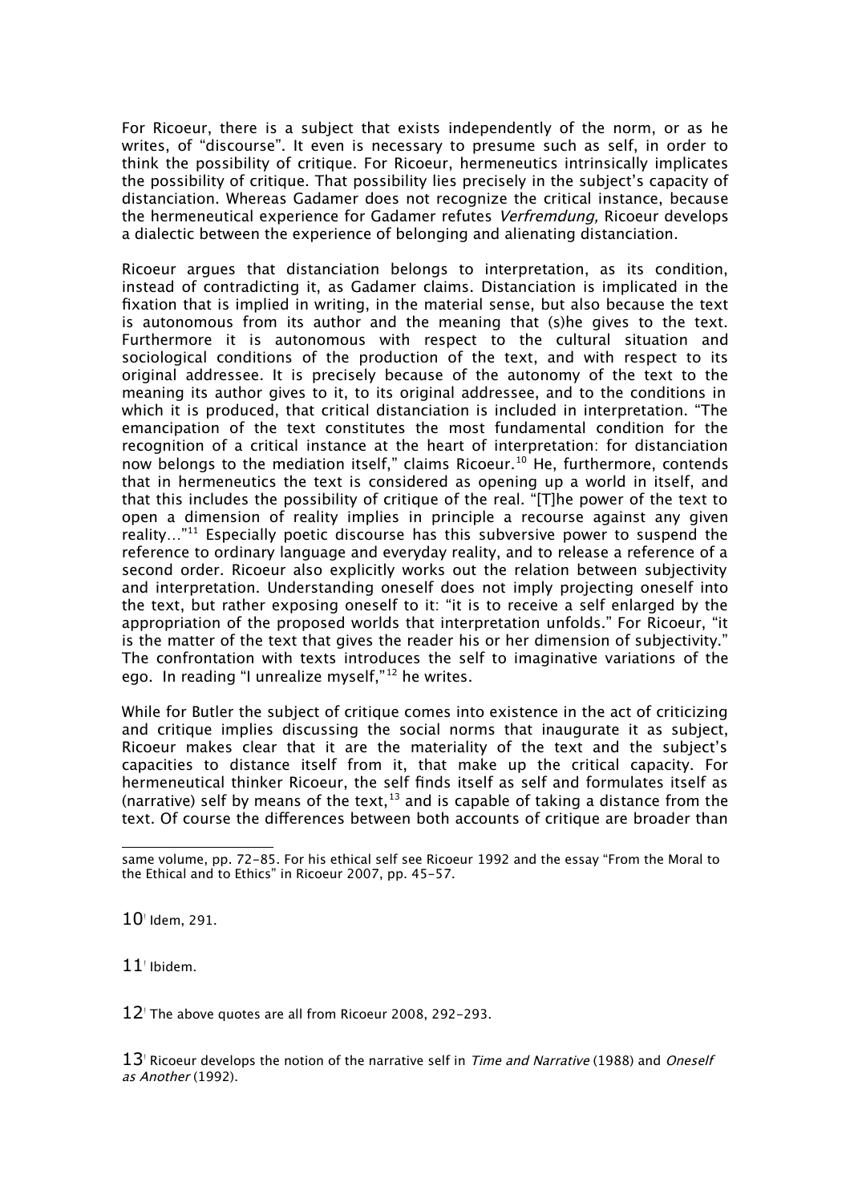For Ricoeur, there is a subject that exists independently of the norm, or as he writes, of "discourse". It even is necessary to presume such as self, in order to think the possibility of critique. For Ricoeur, hermeneutics intrinsically implicates the possibility of critique. That possibility lies precisely in the subject's capacity of distanciation. Whereas Gadamer does not recognize the critical instance, because the hermeneutical experience for Gadamer refutes *Verfremdung,* Ricoeur develops a dialectic between the experience of belonging and alienating distanciation.

Ricoeur argues that distanciation belongs to interpretation, as its condition, instead of contradicting it, as Gadamer claims. Distanciation is implicated in the fixation that is implied in writing, in the material sense, but also because the text is autonomous from its author and the meaning that (s)he gives to the text. Furthermore it is autonomous with respect to the cultural situation and sociological conditions of the production of the text, and with respect to its original addressee. It is precisely because of the autonomy of the text to the meaning its author gives to it, to its original addressee, and to the conditions in which it is produced, that critical distanciation is included in interpretation. "The emancipation of the text constitutes the most fundamental condition for the recognition of a critical instance at the heart of interpretation: for distanciation now belongs to the mediation itself," claims Ricoeur.[10] He, furthermore, contends that in hermeneutics the text is considered as opening up a world in itself, and that this includes the possibility of critique of the real. "[T]he power of the text to open a dimension of reality implies in principle a recourse against any given reality…"[11] Especially poetic discourse has this subversive power to suspend the reference to ordinary language and everyday reality, and to release a reference of a second order. Ricoeur also explicitly works out the relation between subjectivity and interpretation. Understanding oneself does not imply projecting oneself into the text, but rather exposing oneself to it: "it is to receive a self enlarged by the appropriation of the proposed worlds that interpretation unfolds." For Ricoeur, "it is the matter of the text that gives the reader his or her dimension of subjectivity." The confrontation with texts introduces the self to imaginative variations of the ego. In reading "I unrealize myself,"[12] he writes.

While for Butler the subject of critique comes into existence in the act of criticizing and critique implies discussing the social norms that inaugurate it as subject, Ricoeur makes clear that it are the materiality of the text and the subject's capacities to distance itself from it, that make up the critical capacity. For hermeneutical thinker Ricoeur, the self finds itself as self and formulates itself as (narrative) self by means of the text,[13] and is capable of taking a distance from the text. Of course the differences between both accounts of critique are broader than

---

same volume, pp. 72-85. For his ethical self see Ricoeur 1992 and the essay "From the Moral to the Ethical and to Ethics" in Ricoeur 2007, pp. 45-57.

10 Idem, 291.

11 Ibidem.

12 The above quotes are all from Ricoeur 2008, 292-293.

13 Ricoeur develops the notion of the narrative self in *Time and Narrative* (1988) and *Oneself as Another* (1992).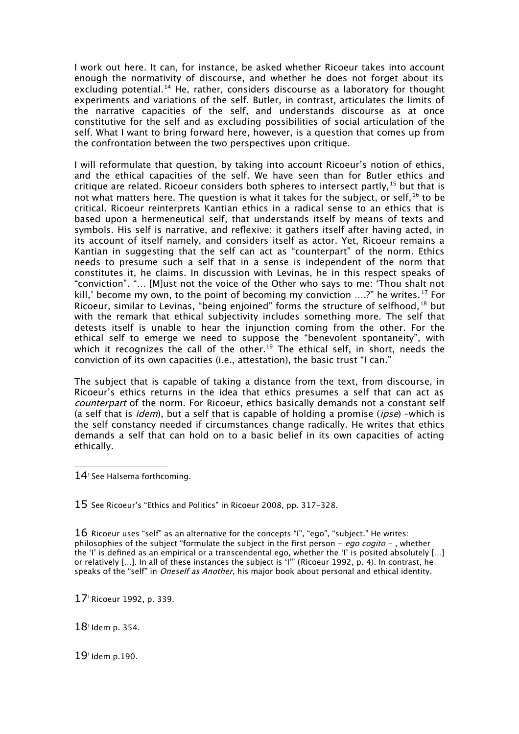I work out here. It can, for instance, be asked whether Ricoeur takes into account enough the normativity of discourse, and whether he does not forget about its excluding potential.[14] He, rather, considers discourse as a laboratory for thought experiments and variations of the self. Butler, in contrast, articulates the limits of the narrative capacities of the self, and understands discourse as at once constitutive for the self and as excluding possibilities of social articulation of the self. What I want to bring forward here, however, is a question that comes up from the confrontation between the two perspectives upon critique.

I will reformulate that question, by taking into account Ricoeur's notion of ethics, and the ethical capacities of the self. We have seen than for Butler ethics and critique are related. Ricoeur considers both spheres to intersect partly,[15] but that is not what matters here. The question is what it takes for the subject, or self,[16] to be critical. Ricoeur reinterprets Kantian ethics in a radical sense to an ethics that is based upon a hermeneutical self, that understands itself by means of texts and symbols. His self is narrative, and reflexive: it gathers itself after having acted, in its account of itself namely, and considers itself as actor. Yet, Ricoeur remains a Kantian in suggesting that the self can act as "counterpart" of the norm. Ethics needs to presume such a self that in a sense is independent of the norm that constitutes it, he claims. In discussion with Levinas, he in this respect speaks of "conviction". "… [M]ust not the voice of the Other who says to me: 'Thou shalt not kill,' become my own, to the point of becoming my conviction ….?" he writes.[17] For Ricoeur, similar to Levinas, "being enjoined" forms the structure of selfhood,[18] but with the remark that ethical subjectivity includes something more. The self that detests itself is unable to hear the injunction coming from the other. For the ethical self to emerge we need to suppose the "benevolent spontaneity", with which it recognizes the call of the other.[19] The ethical self, in short, needs the conviction of its own capacities (i.e., attestation), the basic trust "I can."

The subject that is capable of taking a distance from the text, from discourse, in Ricoeur's ethics returns in the idea that ethics presumes a self that can act as *counterpart* of the norm. For Ricoeur, ethics basically demands not a constant self (a self that is *idem*), but a self that is capable of holding a promise (*ipse*) –which is the self constancy needed if circumstances change radically. He writes that ethics demands a self that can hold on to a basic belief in its own capacities of acting ethically.

---

14 See Halsema forthcoming.

15 See Ricoeur's "Ethics and Politics" in Ricoeur 2008, pp. 317-328.

16 Ricoeur uses "self" as an alternative for the concepts "I", "ego", "subject." He writes: philosophies of the subject "formulate the subject in the first person – *ego cogito* – , whether the 'I' is defined as an empirical or a transcendental ego, whether the 'I' is posited absolutely […] or relatively […]. In all of these instances the subject is 'I'" (Ricoeur 1992, p. 4). In contrast, he speaks of the "self" in *Oneself as Another*, his major book about personal and ethical identity.

17 Ricoeur 1992, p. 339.

18 Idem p. 354.

19 Idem p.190.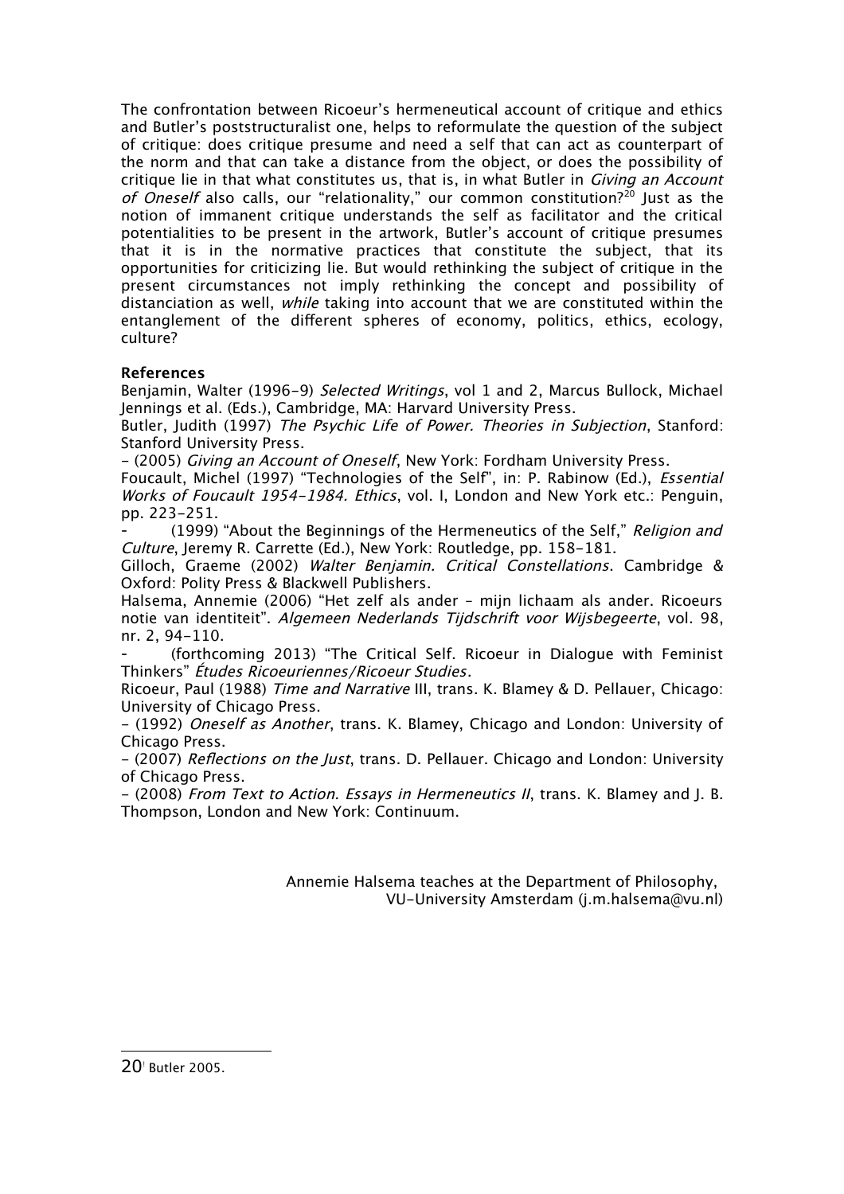The confrontation between Ricoeur's hermeneutical account of critique and ethics and Butler's poststructuralist one, helps to reformulate the question of the subject of critique: does critique presume and need a self that can act as counterpart of the norm and that can take a distance from the object, or does the possibility of critique lie in that what constitutes us, that is, in what Butler in *Giving an Account of Oneself* also calls, our "relationality," our common constitution?[20] Just as the notion of immanent critique understands the self as facilitator and the critical potentialities to be present in the artwork, Butler's account of critique presumes that it is in the normative practices that constitute the subject, that its opportunities for criticizing lie. But would rethinking the subject of critique in the present circumstances not imply rethinking the concept and possibility of distanciation as well, *while* taking into account that we are constituted within the entanglement of the different spheres of economy, politics, ethics, ecology, culture?

**References**

Benjamin, Walter (1996-9) *Selected Writings*, vol 1 and 2, Marcus Bullock, Michael Jennings et al. (Eds.), Cambridge, MA: Harvard University Press.

Butler, Judith (1997) *The Psychic Life of Power. Theories in Subjection*, Stanford: Stanford University Press.

- (2005) *Giving an Account of Oneself*, New York: Fordham University Press.

Foucault, Michel (1997) "Technologies of the Self", in: P. Rabinow (Ed.), *Essential Works of Foucault 1954-1984. Ethics*, vol. I, London and New York etc.: Penguin, pp. 223-251.

- (1999) "About the Beginnings of the Hermeneutics of the Self," *Religion and Culture*, Jeremy R. Carrette (Ed.), New York: Routledge, pp. 158-181.

Gilloch, Graeme (2002) *Walter Benjamin. Critical Constellations*. Cambridge & Oxford: Polity Press & Blackwell Publishers.

Halsema, Annemie (2006) "Het zelf als ander – mijn lichaam als ander. Ricoeurs notie van identiteit". *Algemeen Nederlands Tijdschrift voor Wijsbegeerte*, vol. 98, nr. 2, 94-110.

- (forthcoming 2013) "The Critical Self. Ricoeur in Dialogue with Feminist Thinkers" *Études Ricoeuriennes/Ricoeur Studies*.

Ricoeur, Paul (1988) *Time and Narrative* III, trans. K. Blamey & D. Pellauer, Chicago: University of Chicago Press.

- (1992) *Oneself as Another*, trans. K. Blamey, Chicago and London: University of Chicago Press.

- (2007) *Reflections on the Just*, trans. D. Pellauer. Chicago and London: University of Chicago Press.

- (2008) *From Text to Action. Essays in Hermeneutics II*, trans. K. Blamey and J. B. Thompson, London and New York: Continuum.

Annemie Halsema teaches at the Department of Philosophy, VU-University Amsterdam (j.m.halsema@vu.nl)

[20] Butler 2005.